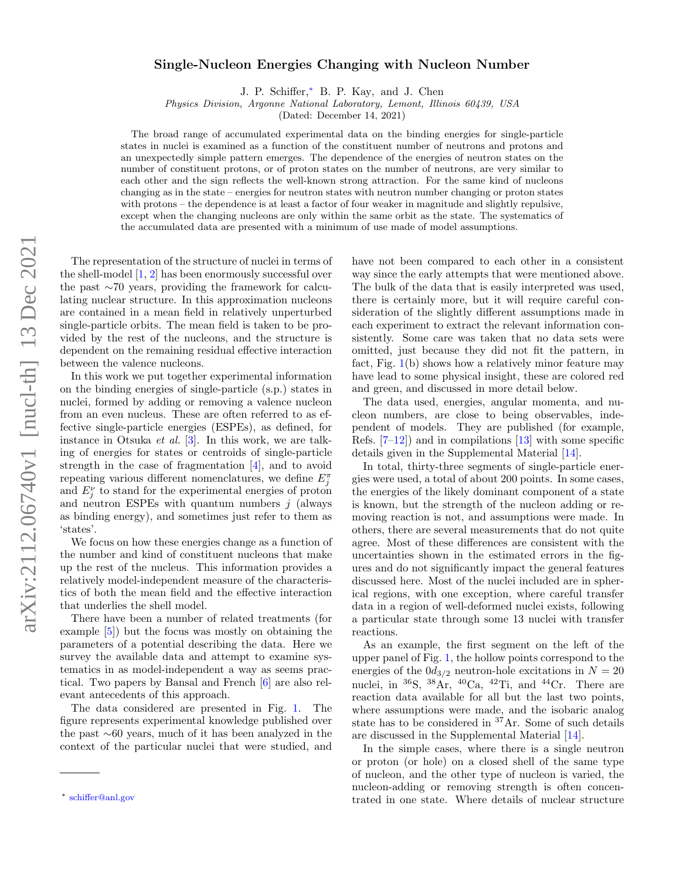# Single-Nucleon Energies Changing with Nucleon Number

J. P. Schiffer,* B. P. Kay, and J. Chen

*Physics Division, Argonne National Laboratory, Lemont, Illinois 60439, USA*

(Dated: December 14, 2021)

The broad range of accumulated experimental data on the binding energies for single-particle states in nuclei is examined as a function of the constituent number of neutrons and protons and an unexpectedly simple pattern emerges. The dependence of the energies of neutron states on the number of constituent protons, or of proton states on the number of neutrons, are very similar to each other and the sign reflects the well-known strong attraction. For the same kind of nucleons changing as in the state – energies for neutron states with neutron number changing or proton states with protons – the dependence is at least a factor of four weaker in magnitude and slightly repulsive, except when the changing nucleons are only within the same orbit as the state. The systematics of the accumulated data are presented with a minimum of use made of model assumptions.

The representation of the structure of nuclei in terms of the shell-model [1, 2] has been enormously successful over the past ∼70 years, providing the framework for calculating nuclear structure. In this approximation nucleons are contained in a mean field in relatively unperturbed single-particle orbits. The mean field is taken to be provided by the rest of the nucleons, and the structure is dependent on the remaining residual effective interaction between the valence nucleons.

In this work we put together experimental information on the binding energies of single-particle (s.p.) states in nuclei, formed by adding or removing a valence nucleon from an even nucleus. These are often referred to as effective single-particle energies (ESPEs), as defined, for instance in Otsuka *et al.* [3]. In this work, we are talking of energies for states or centroids of single-particle strength in the case of fragmentation [4], and to avoid repeating various different nomenclatures, we define $E^{\pi}_{j}$ and $E^{\nu}_{j}$ to stand for the experimental energies of proton and neutron ESPEs with quantum numbers $j$ (always as binding energy), and sometimes just refer to them as 'states'.

We focus on how these energies change as a function of the number and kind of constituent nucleons that make up the rest of the nucleus. This information provides a relatively model-independent measure of the characteristics of both the mean field and the effective interaction that underlies the shell model.

There have been a number of related treatments (for example [5]) but the focus was mostly on obtaining the parameters of a potential describing the data. Here we survey the available data and attempt to examine systematics in as model-independent a way as seems practical. Two papers by Bansal and French [6] are also relevant antecedents of this approach.

The data considered are presented in Fig. 1. The figure represents experimental knowledge published over the past ∼60 years, much of it has been analyzed in the context of the particular nuclei that were studied, and have not been compared to each other in a consistent way since the early attempts that were mentioned above. The bulk of the data that is easily interpreted was used, there is certainly more, but it will require careful consideration of the slightly different assumptions made in each experiment to extract the relevant information consistently. Some care was taken that no data sets were omitted, just because they did not fit the pattern, in fact, Fig. 1(b) shows how a relatively minor feature may have lead to some physical insight, these are colored red and green, and discussed in more detail below.

The data used, energies, angular momenta, and nucleon numbers, are close to being observables, independent of models. They are published (for example, Refs. [7–12]) and in compilations [13] with some specific details given in the Supplemental Material [14].

In total, thirty-three segments of single-particle energies were used, a total of about 200 points. In some cases, the energies of the likely dominant component of a state is known, but the strength of the nucleon adding or removing reaction is not, and assumptions were made. In others, there are several measurements that do not quite agree. Most of these differences are consistent with the uncertainties shown in the estimated errors in the figures and do not significantly impact the general features discussed here. Most of the nuclei included are in spherical regions, with one exception, where careful transfer data in a region of well-deformed nuclei exists, following a particular state through some 13 nuclei with transfer reactions.

As an example, the first segment on the left of the upper panel of Fig. 1, the hollow points correspond to the energies of the $0d_{3/2}$ neutron-hole excitations in $N = 20$ nuclei, in $^{36}$S, $^{38}$Ar, $^{40}$Ca, $^{42}$Ti, and $^{44}$Cr. There are reaction data available for all but the last two points, where assumptions were made, and the isobaric analog state has to be considered in $^{37}$Ar. Some of such details are discussed in the Supplemental Material [14].

In the simple cases, where there is a single neutron or proton (or hole) on a closed shell of the same type of nucleon, and the other type of nucleon is varied, the nucleon-adding or removing strength is often concentrated in one state. Where details of nuclear structure

* schiffer@anl.gov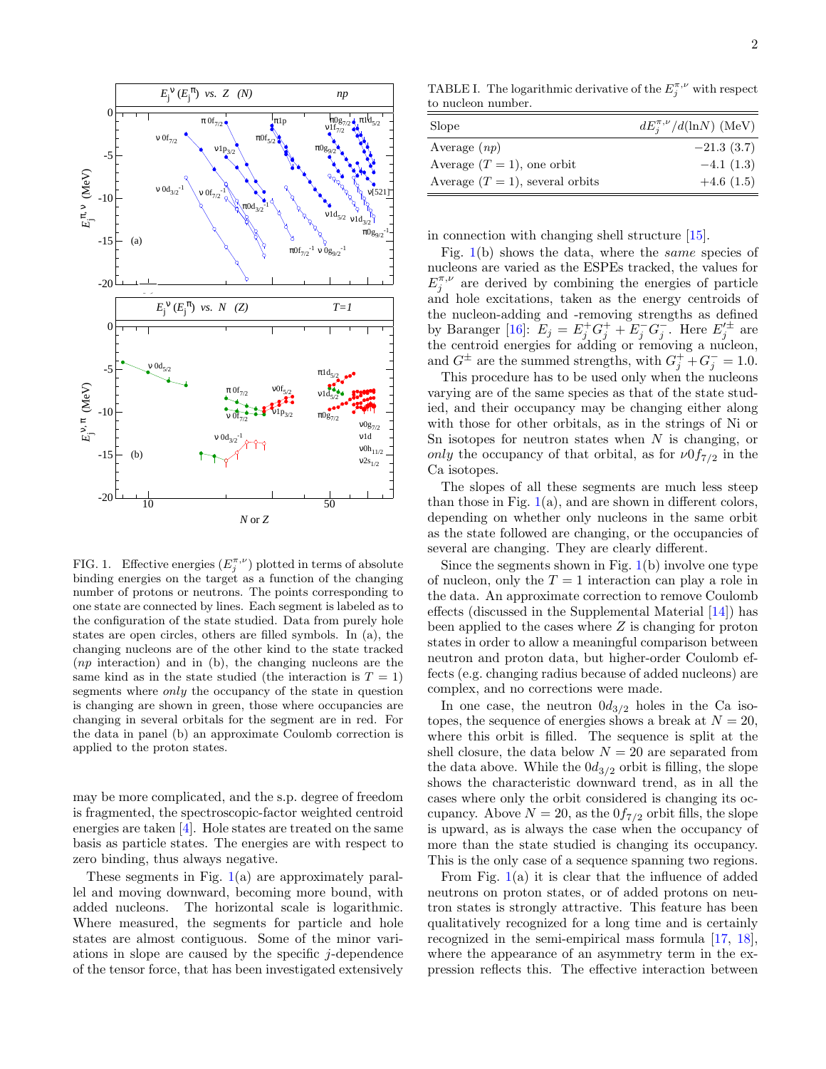FIG. 1. Effective energies ($E_j^{\pi,\nu}$) plotted in terms of absolute binding energies on the target as a function of the changing number of protons or neutrons. The points corresponding to one state are connected by lines. Each segment is labeled as to the configuration of the state studied. Data from purely hole states are open circles, others are filled symbols. In (a), the changing nucleons are of the other kind to the state tracked ($np$ interaction) and in (b), the changing nucleons are the same kind as in the state studied (the interaction is $T = 1$) segments where *only* the occupancy of the state in question is changing are shown in green, those where occupancies are changing in several orbitals for the segment are in red. For the data in panel (b) an approximate Coulomb correction is applied to the proton states.

may be more complicated, and the s.p. degree of freedom is fragmented, the spectroscopic-factor weighted centroid energies are taken [4]. Hole states are treated on the same basis as particle states. The energies are with respect to zero binding, thus always negative.

These segments in Fig. 1(a) are approximately parallel and moving downward, becoming more bound, with added nucleons. The horizontal scale is logarithmic. Where measured, the segments for particle and hole states are almost contiguous. Some of the minor variations in slope are caused by the specific $j$-dependence of the tensor force, that has been investigated extensively in connection with changing shell structure [15].

TABLE I. The logarithmic derivative of the $E_j^{\pi,\nu}$ with respect to nucleon number.

| Slope | $dE_j^{\pi,\nu}/d(\ln N)$ (MeV) |
|---|---|
| Average ($np$) | −21.3 (3.7) |
| Average ($T = 1$), one orbit | −4.1 (1.3) |
| Average ($T = 1$), several orbits | +4.6 (1.5) |

Fig. 1(b) shows the data, where the *same* species of nucleons are varied as the ESPEs tracked, the values for $E_j^{\pi,\nu}$ are derived by combining the energies of particle and hole excitations, taken as the energy centroids of the nucleon-adding and -removing strengths as defined by Baranger [16]: $E_j = E_j^{+}G_j^{+} + E_j^{-}G_j^{-}$. Here $E_j'^{\pm}$ are the centroid energies for adding or removing a nucleon, and $G^{\pm}$ are the summed strengths, with $G_j^{+} + G_j^{-} = 1.0$.

This procedure has to be used only when the nucleons varying are of the same species as that of the state studied, and their occupancy may be changing either along with those for other orbitals, as in the strings of Ni or Sn isotopes for neutron states when $N$ is changing, or *only* the occupancy of that orbital, as for $\nu 0f_{7/2}$ in the Ca isotopes.

The slopes of all these segments are much less steep than those in Fig. 1(a), and are shown in different colors, depending on whether only nucleons in the same orbit as the state followed are changing, or the occupancies of several are changing. They are clearly different.

Since the segments shown in Fig. 1(b) involve one type of nucleon, only the $T = 1$ interaction can play a role in the data. An approximate correction to remove Coulomb effects (discussed in the Supplemental Material [14]) has been applied to the cases where $Z$ is changing for proton states in order to allow a meaningful comparison between neutron and proton data, but higher-order Coulomb effects (e.g. changing radius because of added nucleons) are complex, and no corrections were made.

In one case, the neutron $0d_{3/2}$ holes in the Ca isotopes, the sequence of energies shows a break at $N = 20$, where this orbit is filled. The sequence is split at the shell closure, the data below $N = 20$ are separated from the data above. While the $0d_{3/2}$ orbit is filling, the slope shows the characteristic downward trend, as in all the cases where only the orbit considered is changing its occupancy. Above $N = 20$, as the $0f_{7/2}$ orbit fills, the slope is upward, as is always the case when the occupancy of more than the state studied is changing its occupancy. This is the only case of a sequence spanning two regions.

From Fig. 1(a) it is clear that the influence of added neutrons on proton states, or of added protons on neutron states is strongly attractive. This feature has been qualitatively recognized for a long time and is certainly recognized in the semi-empirical mass formula [17, 18], where the appearance of an asymmetry term in the expression reflects this. The effective interaction between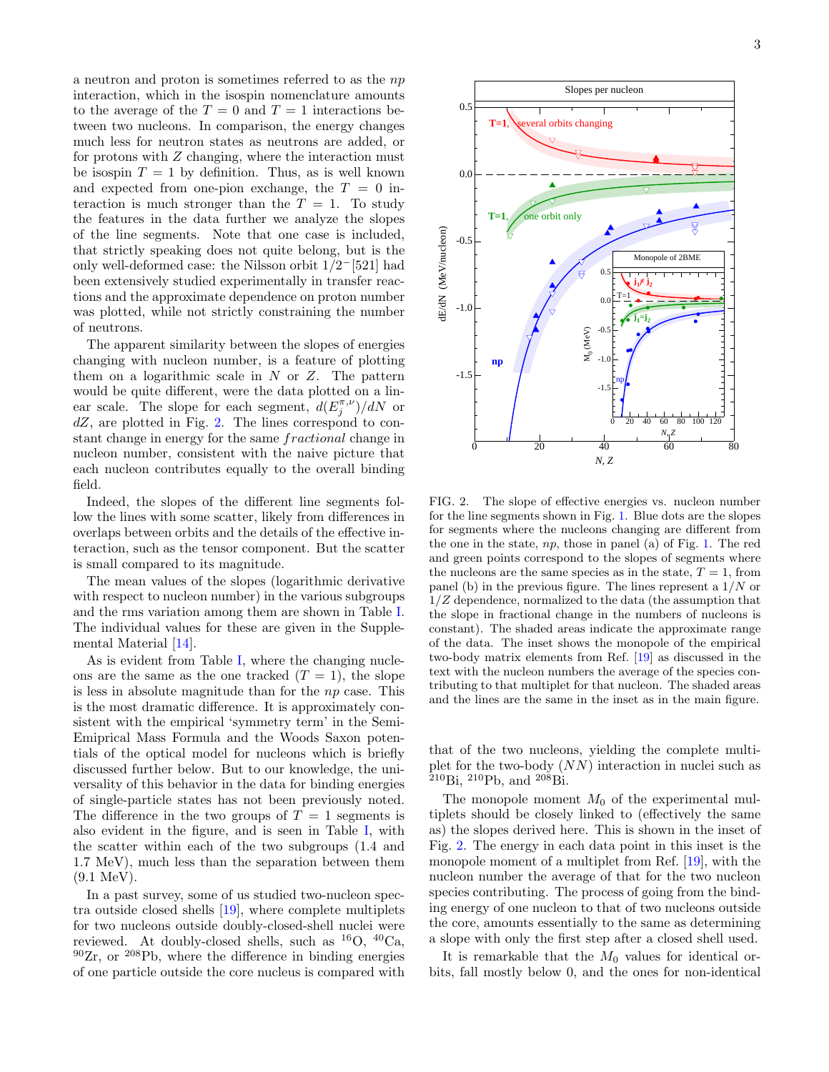a neutron and proton is sometimes referred to as the $np$ interaction, which in the isospin nomenclature amounts to the average of the $T = 0$ and $T = 1$ interactions between two nucleons. In comparison, the energy changes much less for neutron states as neutrons are added, or for protons with $Z$ changing, where the interaction must be isospin $T = 1$ by definition. Thus, as is well known and expected from one-pion exchange, the $T = 0$ interaction is much stronger than the $T = 1$. To study the features in the data further we analyze the slopes of the line segments. Note that one case is included, that strictly speaking does not quite belong, but is the only well-deformed case: the Nilsson orbit $1/2^-[521]$ had been extensively studied experimentally in transfer reactions and the approximate dependence on proton number was plotted, while not strictly constraining the number of neutrons.

The apparent similarity between the slopes of energies changing with nucleon number, is a feature of plotting them on a logarithmic scale in $N$ or $Z$. The pattern would be quite different, were the data plotted on a linear scale. The slope for each segment, $d(E_j^{\pi,\nu})/dN$ or $dZ$, are plotted in Fig. 2. The lines correspond to constant change in energy for the same *fractional* change in nucleon number, consistent with the naive picture that each nucleon contributes equally to the overall binding field.

Indeed, the slopes of the different line segments follow the lines with some scatter, likely from differences in overlaps between orbits and the details of the effective interaction, such as the tensor component. But the scatter is small compared to its magnitude.

The mean values of the slopes (logarithmic derivative with respect to nucleon number) in the various subgroups and the rms variation among them are shown in Table I. The individual values for these are given in the Supplemental Material [14].

As is evident from Table I, where the changing nucleons are the same as the one tracked ($T = 1$), the slope is less in absolute magnitude than for the $np$ case. This is the most dramatic difference. It is approximately consistent with the empirical 'symmetry' term in the Semi-Emipirical Mass Formula and the Woods Saxon potentials of the optical model for nucleons which is briefly discussed further below. But to our knowledge, the universality of this behavior in the data for binding energies of single-particle states has not been previously noted. The difference in the two groups of $T = 1$ segments is also evident in the figure, and is seen in Table I, with the scatter within each of the two subgroups (1.4 and 1.7 MeV), much less than the separation between them (9.1 MeV).

In a past survey, some of us studied two-nucleon spectra outside closed shells [19], where complete multiplets for two nucleons outside doubly-closed-shell nuclei were reviewed. At doubly-closed shells, such as $^{16}$O, $^{40}$Ca, $^{90}$Zr, or $^{208}$Pb, where the difference in binding energies of one particle outside the core nucleus is compared with that of the two nucleons, yielding the complete multiplet for the two-body ($NN$) interaction in nuclei such as $^{210}$Bi, $^{210}$Pb, and $^{208}$Bi.

FIG. 2. The slope of effective energies vs. nucleon number for the line segments shown in Fig. 1. Blue dots are the slopes for segments where the nucleons changing are different from the one in the state, $np$, those in panel (a) of Fig. 1. The red and green points correspond to the slopes of segments where the nucleons are the same species as in the state, $T = 1$, from panel (b) in the previous figure. The lines represent a $1/N$ or $1/Z$ dependence, normalized to the data (the assumption that the slope in fractional change in the numbers of nucleons is constant). The shaded areas indicate the approximate range of the data. The inset shows the monopole of the empirical two-body matrix elements from Ref. [19] as discussed in the text with the nucleon numbers the average of the species contributing to that multiplet for that nucleon. The shaded areas and the lines are the same in the inset as in the main figure.

The monopole moment $M_0$ of the experimental multiplets should be closely linked to (effectively the same as) the slopes derived here. This is shown in the inset of Fig. 2. The energy in each data point in this inset is the monopole moment of a multiplet from Ref. [19], with the nucleon number the average of that for the two nucleon species contributing. The process of going from the binding energy of one nucleon to that of two nucleons outside the core, amounts essentially to the same as determining a slope with only the first step after a closed shell used.

It is remarkable that the $M_0$ values for identical orbits, fall mostly below 0, and the ones for non-identical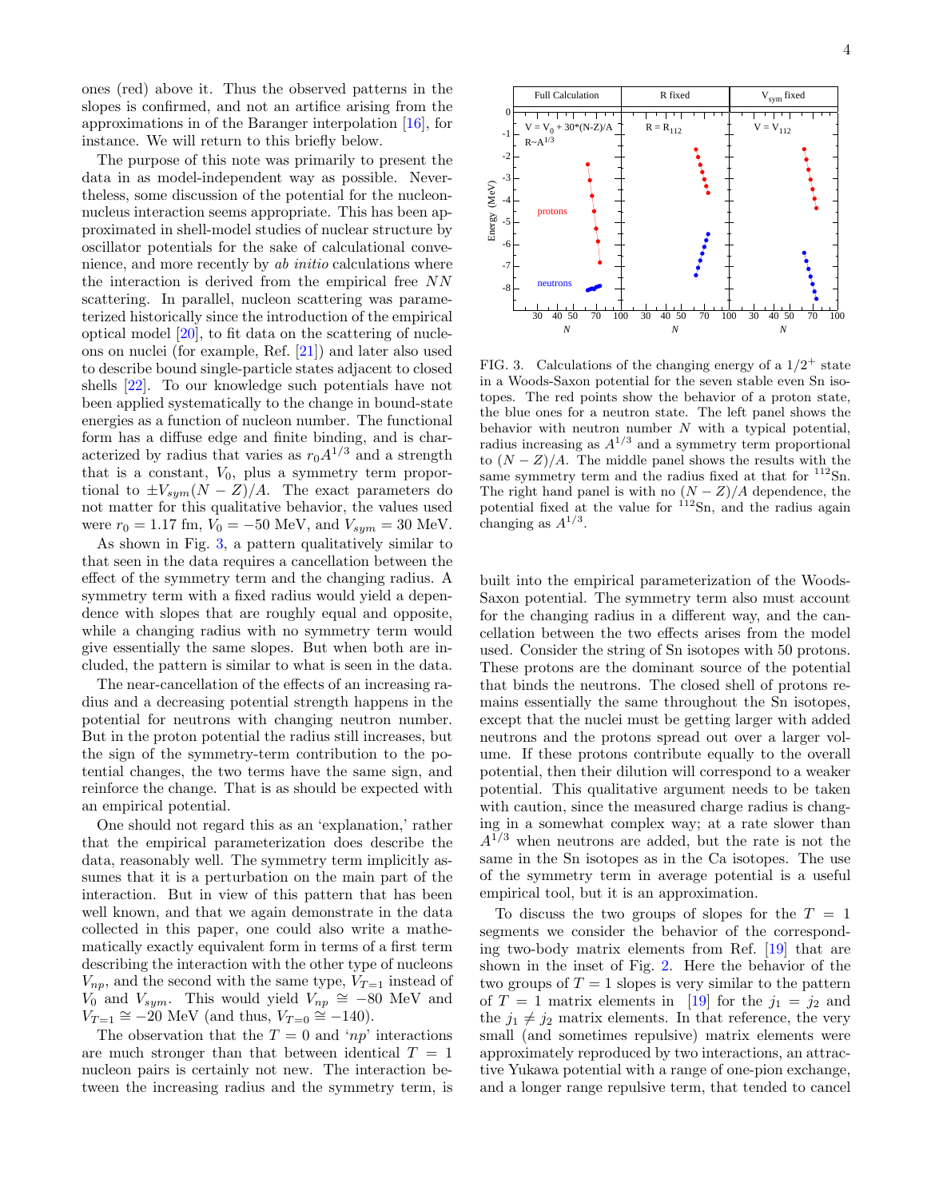ones (red) above it. Thus the observed patterns in the slopes is confirmed, and not an artifice arising from the approximations in of the Baranger interpolation [16], for instance. We will return to this briefly below.

The purpose of this note was primarily to present the data in as model-independent way as possible. Nevertheless, some discussion of the potential for the nucleon-nucleus interaction seems appropriate. This has been approximated in shell-model studies of nuclear structure by oscillator potentials for the sake of calculational convenience, and more recently by *ab initio* calculations where the interaction is derived from the empirical free $NN$ scattering. In parallel, nucleon scattering was parameterized historically since the introduction of the empirical optical model [20], to fit data on the scattering of nucleons on nuclei (for example, Ref. [21]) and later also used to describe bound single-particle states adjacent to closed shells [22]. To our knowledge such potentials have not been applied systematically to the change in bound-state energies as a function of nucleon number. The functional form has a diffuse edge and finite binding, and is characterized by radius that varies as $r_0 A^{1/3}$ and a strength that is a constant, $V_0$, plus a symmetry term proportional to $\pm V_{sym}(N-Z)/A$. The exact parameters do not matter for this qualitative behavior, the values used were $r_0 = 1.17$ fm, $V_0 = -50$ MeV, and $V_{sym} = 30$ MeV.

As shown in Fig. 3, a pattern qualitatively similar to that seen in the data requires a cancellation between the effect of the symmetry term and the changing radius. A symmetry term with a fixed radius would yield a dependence with slopes that are roughly equal and opposite, while a changing radius with no symmetry term would give essentially the same slopes. But when both are included, the pattern is similar to what is seen in the data.

The near-cancellation of the effects of an increasing radius and a decreasing potential strength happens in the potential for neutrons with changing neutron number. But in the proton potential the radius still increases, but the sign of the symmetry-term contribution to the potential changes, the two terms have the same sign, and reinforce the change. That is as should be expected with an empirical potential.

One should not regard this as an 'explanation,' rather that the empirical parameterization does describe the data, reasonably well. The symmetry term implicitly assumes that it is a perturbation on the main part of the interaction. But in view of this pattern that has been well known, and that we again demonstrate in the data collected in this paper, one could also write a mathematically exactly equivalent form in terms of a first term describing the interaction with the other type of nucleons $V_{np}$, and the second with the same type, $V_{T=1}$ instead of $V_0$ and $V_{sym}$. This would yield $V_{np} \cong -80$ MeV and $V_{T=1} \cong -20$ MeV (and thus, $V_{T=0} \cong -140$).

The observation that the $T = 0$ and '$np$' interactions are much stronger than that between identical $T = 1$ nucleon pairs is certainly not new. The interaction between the increasing radius and the symmetry term, is built into the empirical parameterization of the Woods-Saxon potential. The symmetry term also must account for the changing radius in a different way, and the cancellation between the two effects arises from the model used. Consider the string of Sn isotopes with 50 protons. These protons are the dominant source of the potential that binds the neutrons. The closed shell of protons remains essentially the same throughout the Sn isotopes, except that the nuclei must be getting larger with added neutrons and the protons spread out over a larger volume. If these protons contribute equally to the overall potential, then their dilution will correspond to a weaker potential. This qualitative argument needs to be taken with caution, since the measured charge radius is changing in a somewhat complex way; at a rate slower than $A^{1/3}$ when neutrons are added, but the rate is not the same in the Sn isotopes as in the Ca isotopes. The use of the symmetry term in average potential is a useful empirical tool, but it is an approximation.

FIG. 3. Calculations of the changing energy of a $1/2^+$ state in a Woods-Saxon potential for the seven stable even Sn isotopes. The red points show the behavior of a proton state, the blue ones for a neutron state. The left panel shows the behavior with neutron number $N$ with a typical potential, radius increasing as $A^{1/3}$ and a symmetry term proportional to $(N-Z)/A$. The middle panel shows the results with the same symmetry term and the radius fixed at that for $^{112}$Sn. The right hand panel is with no $(N-Z)/A$ dependence, the potential fixed at the value for $^{112}$Sn, and the radius again changing as $A^{1/3}$.

To discuss the two groups of slopes for the $T = 1$ segments we consider the behavior of the corresponding two-body matrix elements from Ref. [19] that are shown in the inset of Fig. 2. Here the behavior of the two groups of $T = 1$ slopes is very similar to the pattern of $T = 1$ matrix elements in [19] for the $j_1 = j_2$ and the $j_1 \neq j_2$ matrix elements. In that reference, the very small (and sometimes repulsive) matrix elements were approximately reproduced by two interactions, an attractive Yukawa potential with a range of one-pion exchange, and a longer range repulsive term, that tended to cancel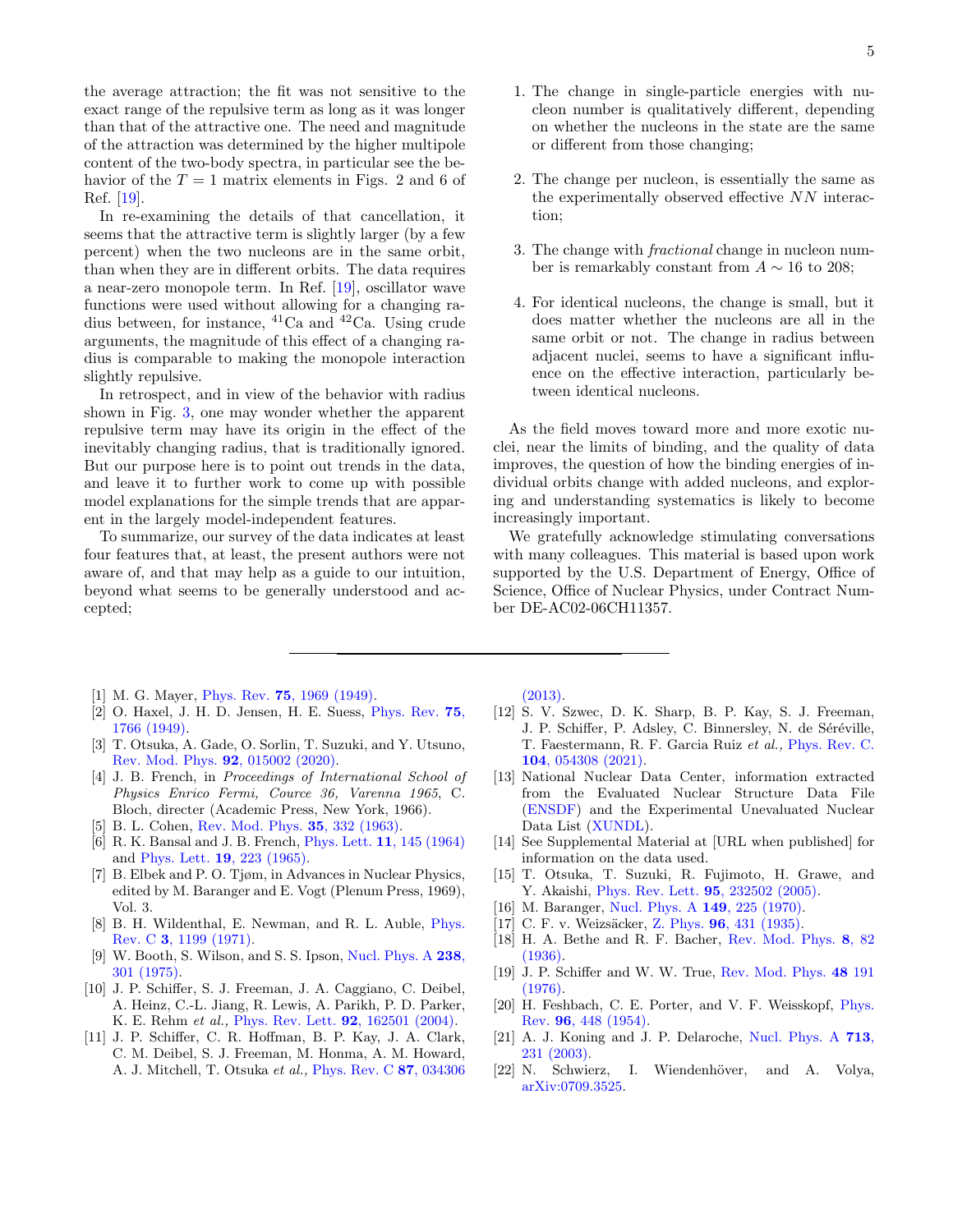the average attraction; the fit was not sensitive to the exact range of the repulsive term as long as it was longer than that of the attractive one. The need and magnitude of the attraction was determined by the higher multipole content of the two-body spectra, in particular see the behavior of the $T = 1$ matrix elements in Figs. 2 and 6 of Ref. [19].

In re-examining the details of that cancellation, it seems that the attractive term is slightly larger (by a few percent) when the two nucleons are in the same orbit, than when they are in different orbits. The data requires a near-zero monopole term. In Ref. [19], oscillator wave functions were used without allowing for a changing radius between, for instance, $^{41}$Ca and $^{42}$Ca. Using crude arguments, the magnitude of this effect of a changing radius is comparable to making the monopole interaction slightly repulsive.

In retrospect, and in view of the behavior with radius shown in Fig. 3, one may wonder whether the apparent repulsive term may have its origin in the effect of the inevitably changing radius, that is traditionally ignored. But our purpose here is to point out trends in the data, and leave it to further work to come up with possible model explanations for the simple trends that are apparent in the largely model-independent features.

To summarize, our survey of the data indicates at least four features that, at least, the present authors were not aware of, and that may help as a guide to our intuition, beyond what seems to be generally understood and accepted;

1. The change in single-particle energies with nucleon number is qualitatively different, depending on whether the nucleons in the state are the same or different from those changing;

2. The change per nucleon, is essentially the same as the experimentally observed effective $NN$ interaction;

3. The change with *fractional* change in nucleon number is remarkably constant from $A \sim 16$ to 208;

4. For identical nucleons, the change is small, but it does matter whether the nucleons are all in the same orbit or not. The change in radius between adjacent nuclei, seems to have a significant influence on the effective interaction, particularly between identical nucleons.

As the field moves toward more and more exotic nuclei, near the limits of binding, and the quality of data improves, the question of how the binding energies of individual orbits change with added nucleons, and exploring and understanding systematics is likely to become increasingly important.

We gratefully acknowledge stimulating conversations with many colleagues. This material is based upon work supported by the U.S. Department of Energy, Office of Science, Office of Nuclear Physics, under Contract Number DE-AC02-06CH11357.

---

[1] M. G. Mayer, Phys. Rev. **75**, 1969 (1949).

[2] O. Haxel, J. H. D. Jensen, H. E. Suess, Phys. Rev. **75**, 1766 (1949).

[3] T. Otsuka, A. Gade, O. Sorlin, T. Suzuki, and Y. Utsuno, Rev. Mod. Phys. **92**, 015002 (2020).

[4] J. B. French, in *Proceedings of International School of Physics Enrico Fermi, Cource 36, Varenna 1965*, C. Bloch, directer (Academic Press, New York, 1966).

[5] B. L. Cohen, Rev. Mod. Phys. **35**, 332 (1963).

[6] R. K. Bansal and J. B. French, Phys. Lett. **11**, 145 (1964) and Phys. Lett. **19**, 223 (1965).

[7] B. Elbek and P. O. Tjøm, in Advances in Nuclear Physics, edited by M. Baranger and E. Vogt (Plenum Press, 1969), Vol. 3.

[8] B. H. Wildenthal, E. Newman, and R. L. Auble, Phys. Rev. C **3**, 1199 (1971).

[9] W. Booth, S. Wilson, and S. S. Ipson, Nucl. Phys. A **238**, 301 (1975).

[10] J. P. Schiffer, S. J. Freeman, J. A. Caggiano, C. Deibel, A. Heinz, C.-L. Jiang, R. Lewis, A. Parikh, P. D. Parker, K. E. Rehm *et al.,* Phys. Rev. Lett. **92**, 162501 (2004).

[11] J. P. Schiffer, C. R. Hoffman, B. P. Kay, J. A. Clark, C. M. Deibel, S. J. Freeman, M. Honma, A. M. Howard, A. J. Mitchell, T. Otsuka *et al.,* Phys. Rev. C **87**, 034306 (2013).

[12] S. V. Szwec, D. K. Sharp, B. P. Kay, S. J. Freeman, J. P. Schiffer, P. Adsley, C. Binnersley, N. de Séréville, T. Faestermann, R. F. Garcia Ruiz *et al.,* Phys. Rev. C. **104**, 054308 (2021).

[13] National Nuclear Data Center, information extracted from the Evaluated Nuclear Structure Data File (ENSDF) and the Experimental Unevaluated Nuclear Data List (XUNDL).

[14] See Supplemental Material at [URL when published] for information on the data used.

[15] T. Otsuka, T. Suzuki, R. Fujimoto, H. Grawe, and Y. Akaishi, Phys. Rev. Lett. **95**, 232502 (2005).

[16] M. Baranger, Nucl. Phys. A **149**, 225 (1970).

[17] C. F. v. Weizsäcker, Z. Phys. **96**, 431 (1935).

[18] H. A. Bethe and R. F. Bacher, Rev. Mod. Phys. **8**, 82 (1936).

[19] J. P. Schiffer and W. W. True, Rev. Mod. Phys. **48** 191 (1976).

[20] H. Feshbach, C. E. Porter, and V. F. Weisskopf, Phys. Rev. **96**, 448 (1954).

[21] A. J. Koning and J. P. Delaroche, Nucl. Phys. A **713**, 231 (2003).

[22] N. Schwierz, I. Wiendenhöver, and A. Volya, arXiv:0709.3525.